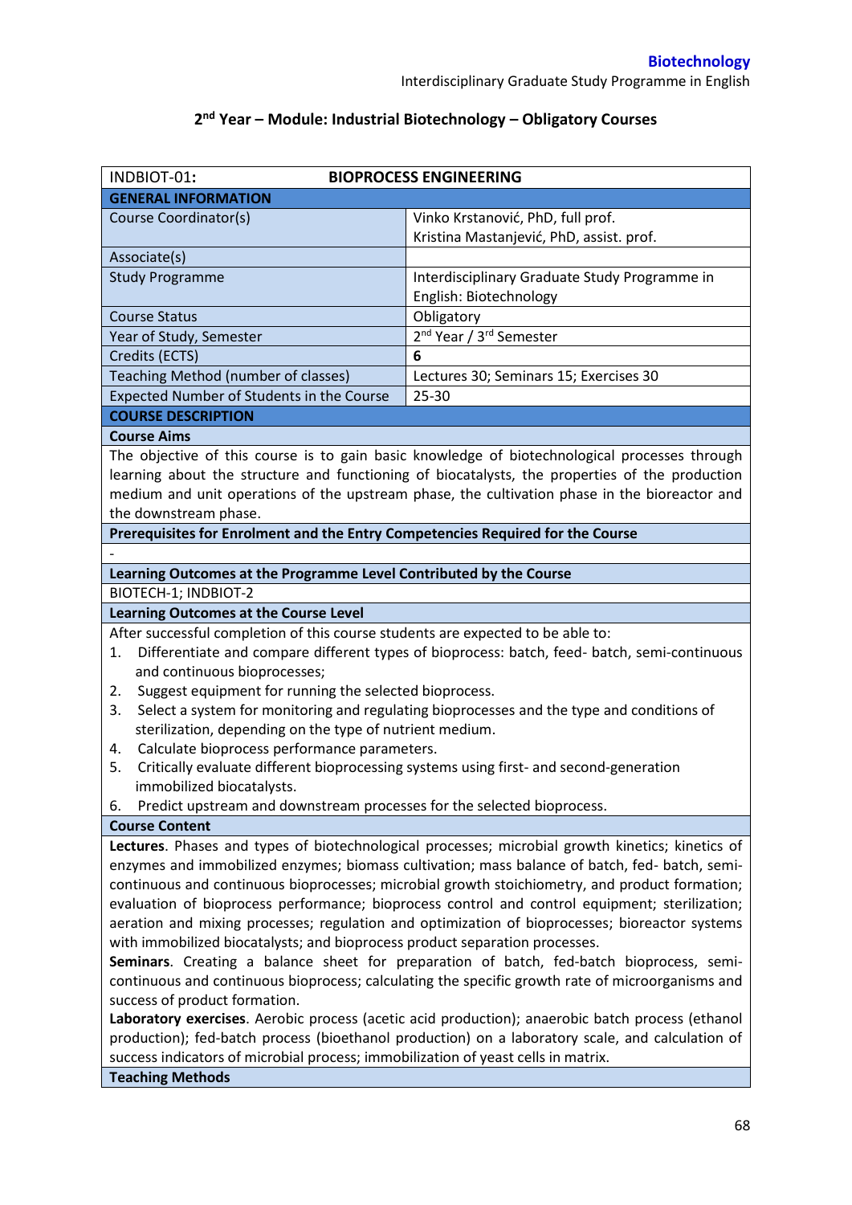# 2nd Year – Module: Industrial Biotechnology – Obligatory Courses

| INDBIOT-01: | BIOPROCESS ENGINEERING |
|---|---|
| **GENERAL INFORMATION** | |
| Course Coordinator(s) | Vinko Krstanović, PhD, full prof.<br>Kristina Mastanjević, PhD, assist. prof. |
| Associate(s) | |
| Study Programme | Interdisciplinary Graduate Study Programme in English: Biotechnology |
| Course Status | Obligatory |
| Year of Study, Semester | 2nd Year / 3rd Semester |
| Credits (ECTS) | **6** |
| Teaching Method (number of classes) | Lectures 30; Seminars 15; Exercises 30 |
| Expected Number of Students in the Course | 25-30 |

## COURSE DESCRIPTION

### Course Aims

The objective of this course is to gain basic knowledge of biotechnological processes through learning about the structure and functioning of biocatalysts, the properties of the production medium and unit operations of the upstream phase, the cultivation phase in the bioreactor and the downstream phase.

### Prerequisites for Enrolment and the Entry Competencies Required for the Course

-

### Learning Outcomes at the Programme Level Contributed by the Course

BIOTECH-1; INDBIOT-2

### Learning Outcomes at the Course Level

After successful completion of this course students are expected to be able to:

1. Differentiate and compare different types of bioprocess: batch, feed- batch, semi-continuous and continuous bioprocesses;
2. Suggest equipment for running the selected bioprocess.
3. Select a system for monitoring and regulating bioprocesses and the type and conditions of sterilization, depending on the type of nutrient medium.
4. Calculate bioprocess performance parameters.
5. Critically evaluate different bioprocessing systems using first- and second-generation immobilized biocatalysts.
6. Predict upstream and downstream processes for the selected bioprocess.

### Course Content

**Lectures**. Phases and types of biotechnological processes; microbial growth kinetics; kinetics of enzymes and immobilized enzymes; biomass cultivation; mass balance of batch, fed- batch, semi-continuous and continuous bioprocesses; microbial growth stoichiometry, and product formation; evaluation of bioprocess performance; bioprocess control and control equipment; sterilization; aeration and mixing processes; regulation and optimization of bioprocesses; bioreactor systems with immobilized biocatalysts; and bioprocess product separation processes.

**Seminars**. Creating a balance sheet for preparation of batch, fed-batch bioprocess, semi-continuous and continuous bioprocess; calculating the specific growth rate of microorganisms and success of product formation.

**Laboratory exercises**. Aerobic process (acetic acid production); anaerobic batch process (ethanol production); fed-batch process (bioethanol production) on a laboratory scale, and calculation of success indicators of microbial process; immobilization of yeast cells in matrix.

### Teaching Methods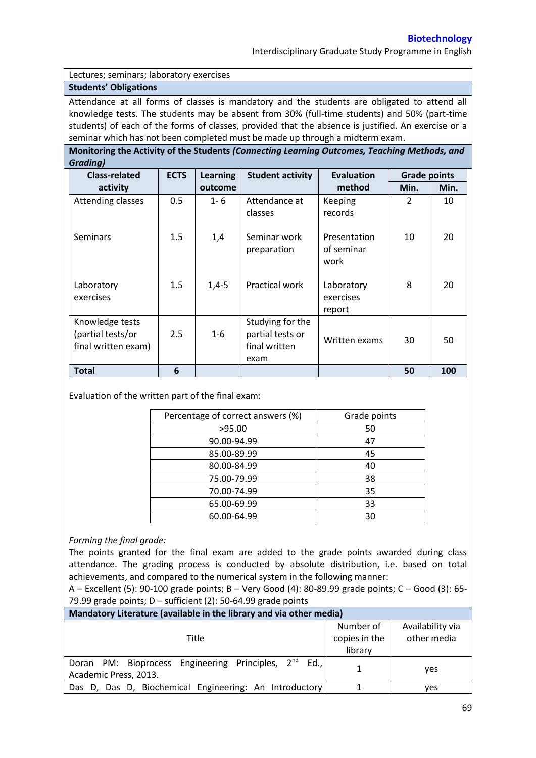Lectures; seminars; laboratory exercises

**Students' Obligations**

Attendance at all forms of classes is mandatory and the students are obligated to attend all knowledge tests. The students may be absent from 30% (full-time students) and 50% (part-time students) of each of the forms of classes, provided that the absence is justified. An exercise or a seminar which has not been completed must be made up through a midterm exam.

**Monitoring the Activity of the Students *(Connecting Learning Outcomes, Teaching Methods, and Grading)***

| Class-related activity | ECTS | Learning outcome | Student activity | Evaluation method | Grade points | |
|---|---|---|---|---|---|---|
| | | | | | Min. | Min. |
| Attending classes | 0.5 | 1- 6 | Attendance at classes | Keeping records | 2 | 10 |
| Seminars | 1.5 | 1,4 | Seminar work preparation | Presentation of seminar work | 10 | 20 |
| Laboratory exercises | 1.5 | 1,4-5 | Practical work | Laboratory exercises report | 8 | 20 |
| Knowledge tests (partial tests/or final written exam) | 2.5 | 1-6 | Studying for the partial tests or final written exam | Written exams | 30 | 50 |
| **Total** | **6** | | | | **50** | **100** |

Evaluation of the written part of the final exam:

| Percentage of correct answers (%) | Grade points |
|---|---|
| >95.00 | 50 |
| 90.00-94.99 | 47 |
| 85.00-89.99 | 45 |
| 80.00-84.99 | 40 |
| 75.00-79.99 | 38 |
| 70.00-74.99 | 35 |
| 65.00-69.99 | 33 |
| 60.00-64.99 | 30 |

*Forming the final grade:*

The points granted for the final exam are added to the grade points awarded during class attendance. The grading process is conducted by absolute distribution, i.e. based on total achievements, and compared to the numerical system in the following manner:

A – Excellent (5): 90-100 grade points; B – Very Good (4): 80-89.99 grade points; C – Good (3): 65-79.99 grade points; D – sufficient (2): 50-64.99 grade points

**Mandatory Literature (available in the library and via other media)**

| Title | Number of copies in the library | Availability via other media |
|---|---|---|
| Doran PM: Bioprocess Engineering Principles, 2nd Ed., Academic Press, 2013. | 1 | yes |
| Das D, Das D, Biochemical Engineering: An Introductory | 1 | yes |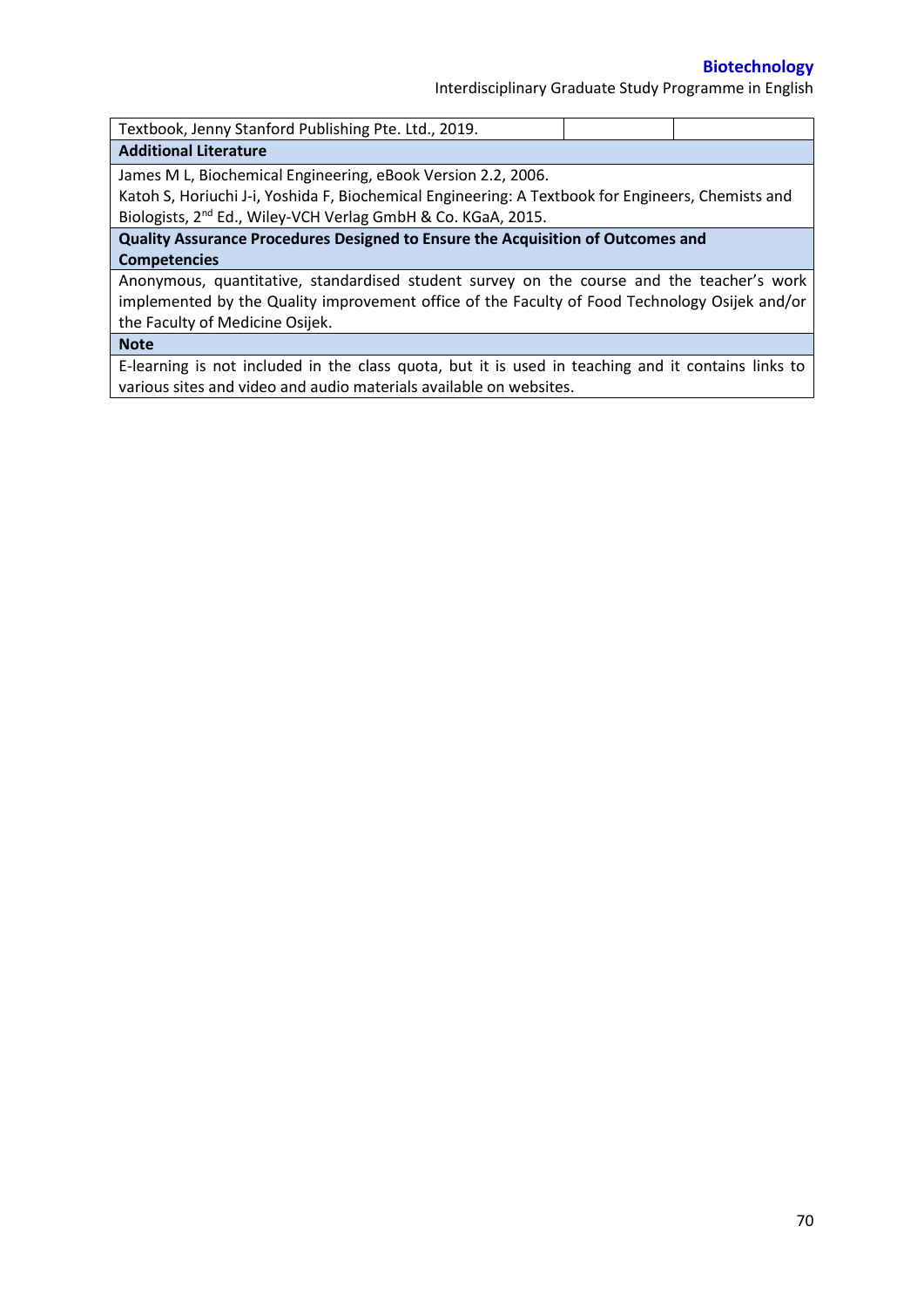| | | |
|---|---|---|
| Textbook, Jenny Stanford Publishing Pte. Ltd., 2019. | | |

**Additional Literature**

James M L, Biochemical Engineering, eBook Version 2.2, 2006.
Katoh S, Horiuchi J-i, Yoshida F, Biochemical Engineering: A Textbook for Engineers, Chemists and Biologists, 2nd Ed., Wiley-VCH Verlag GmbH & Co. KGaA, 2015.

**Quality Assurance Procedures Designed to Ensure the Acquisition of Outcomes and Competencies**

Anonymous, quantitative, standardised student survey on the course and the teacher's work implemented by the Quality improvement office of the Faculty of Food Technology Osijek and/or the Faculty of Medicine Osijek.

**Note**

E-learning is not included in the class quota, but it is used in teaching and it contains links to various sites and video and audio materials available on websites.